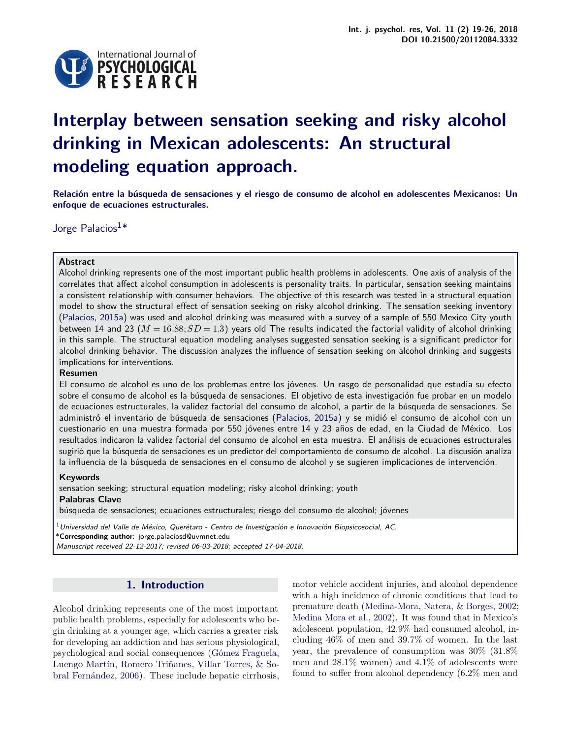# Interplay between sensation seeking and risky alcohol drinking in Mexican adolescents: An structural modeling equation approach.

**Relación entre la búsqueda de sensaciones y el riesgo de consumo de alcohol en adolescentes Mexicanos: Un enfoque de ecuaciones estructurales.**

Jorge Palacios[1]*

**Abstract**

Alcohol drinking represents one of the most important public health problems in adolescents. One axis of analysis of the correlates that affect alcohol consumption in adolescents is personality traits. In particular, sensation seeking maintains a consistent relationship with consumer behaviors. The objective of this research was tested in a structural equation model to show the structural effect of sensation seeking on risky alcohol drinking. The sensation seeking inventory (Palacios, 2015a) was used and alcohol drinking was measured with a survey of a sample of 550 Mexico City youth between 14 and 23 ($M = 16.88; SD = 1.3$) years old The results indicated the factorial validity of alcohol drinking in this sample. The structural equation modeling analyses suggested sensation seeking is a significant predictor for alcohol drinking behavior. The discussion analyzes the influence of sensation seeking on alcohol drinking and suggests implications for interventions.

**Resumen**

El consumo de alcohol es uno de los problemas entre los jóvenes. Un rasgo de personalidad que estudia su efecto sobre el consumo de alcohol es la búsqueda de sensaciones. El objetivo de esta investigación fue probar en un modelo de ecuaciones estructurales, la validez factorial del consumo de alcohol, a partir de la búsqueda de sensaciones. Se administró el inventario de búsqueda de sensaciones (Palacios, 2015a) y se midió el consumo de alcohol con un cuestionario en una muestra formada por 550 jóvenes entre 14 y 23 años de edad, en la Ciudad de México. Los resultados indicaron la validez factorial del consumo de alcohol en esta muestra. El análisis de ecuaciones estructurales sugirió que la búsqueda de sensaciones es un predictor del comportamiento de consumo de alcohol. La discusión analiza la influencia de la búsqueda de sensaciones en el consumo de alcohol y se sugieren implicaciones de intervención.

**Keywords**

sensation seeking; structural equation modeling; risky alcohol drinking; youth

**Palabras Clave**

búsqueda de sensaciones; ecuaciones estructurales; riesgo del consumo de alcohol; jóvenes

[1] *Universidad del Valle de México, Querétaro - Centro de Investigación e Innovación Biopsicosocial, AC.*

***Corresponding author**: jorge.palaciosd@uvmnet.edu

*Manuscript received 22-12-2017; revised 06-03-2018; accepted 17-04-2018.*

## 1. Introduction

Alcohol drinking represents one of the most important public health problems, especially for adolescents who begin drinking at a younger age, which carries a greater risk for developing an addiction and has serious physiological, psychological and social consequences (Gómez Fraguela, Luengo Martín, Romero Triñanes, Villar Torres, & Sobral Fernández, 2006). These include hepatic cirrhosis, motor vehicle accident injuries, and alcohol dependence with a high incidence of chronic conditions that lead to premature death (Medina-Mora, Natera, & Borges, 2002; Medina Mora et al., 2002). It was found that in Mexico's adolescent population, 42.9% had consumed alcohol, including 46% of men and 39.7% of women. In the last year, the prevalence of consumption was 30% (31.8% men and 28.1% women) and 4.1% of adolescents were found to suffer from alcohol dependency (6.2% men and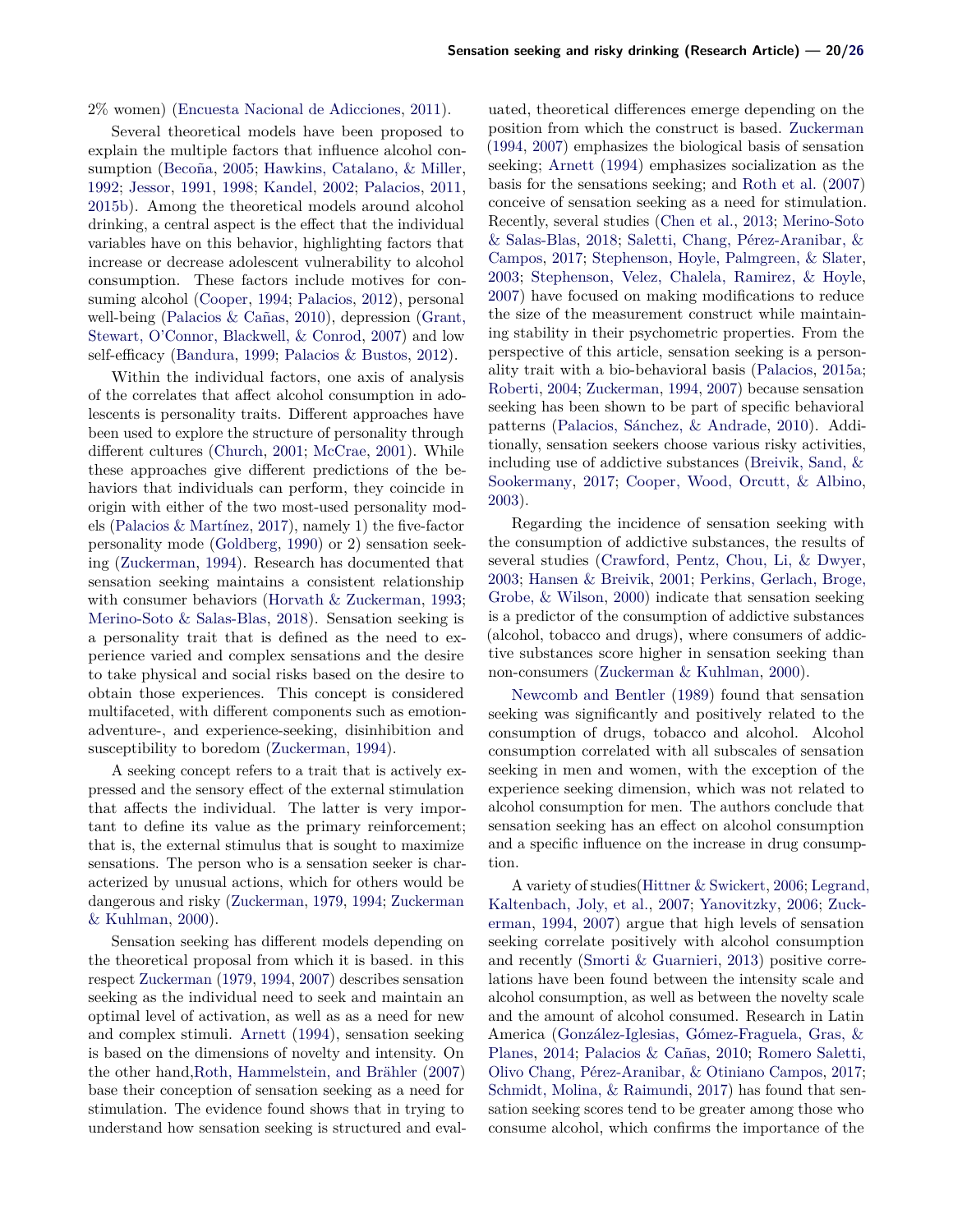2% women) (Encuesta Nacional de Adicciones, 2011).

Several theoretical models have been proposed to explain the multiple factors that influence alcohol consumption (Becoña, 2005; Hawkins, Catalano, & Miller, 1992; Jessor, 1991, 1998; Kandel, 2002; Palacios, 2011, 2015b). Among the theoretical models around alcohol drinking, a central aspect is the effect that the individual variables have on this behavior, highlighting factors that increase or decrease adolescent vulnerability to alcohol consumption. These factors include motives for consuming alcohol (Cooper, 1994; Palacios, 2012), personal well-being (Palacios & Cañas, 2010), depression (Grant, Stewart, O'Connor, Blackwell, & Conrod, 2007) and low self-efficacy (Bandura, 1999; Palacios & Bustos, 2012).

Within the individual factors, one axis of analysis of the correlates that affect alcohol consumption in adolescents is personality traits. Different approaches have been used to explore the structure of personality through different cultures (Church, 2001; McCrae, 2001). While these approaches give different predictions of the behaviors that individuals can perform, they coincide in origin with either of the two most-used personality models (Palacios & Martínez, 2017), namely 1) the five-factor personality mode (Goldberg, 1990) or 2) sensation seeking (Zuckerman, 1994). Research has documented that sensation seeking maintains a consistent relationship with consumer behaviors (Horvath & Zuckerman, 1993; Merino-Soto & Salas-Blas, 2018). Sensation seeking is a personality trait that is defined as the need to experience varied and complex sensations and the desire to take physical and social risks based on the desire to obtain those experiences. This concept is considered multifaceted, with different components such as emotion-adventure-, and experience-seeking, disinhibition and susceptibility to boredom (Zuckerman, 1994).

A seeking concept refers to a trait that is actively expressed and the sensory effect of the external stimulation that affects the individual. The latter is very important to define its value as the primary reinforcement; that is, the external stimulus that is sought to maximize sensations. The person who is a sensation seeker is characterized by unusual actions, which for others would be dangerous and risky (Zuckerman, 1979, 1994; Zuckerman & Kuhlman, 2000).

Sensation seeking has different models depending on the theoretical proposal from which it is based. in this respect Zuckerman (1979, 1994, 2007) describes sensation seeking as the individual need to seek and maintain an optimal level of activation, as well as as a need for new and complex stimuli. Arnett (1994), sensation seeking is based on the dimensions of novelty and intensity. On the other hand,Roth, Hammelstein, and Brähler (2007) base their conception of sensation seeking as a need for stimulation. The evidence found shows that in trying to understand how sensation seeking is structured and evaluated, theoretical differences emerge depending on the position from which the construct is based. Zuckerman (1994, 2007) emphasizes the biological basis of sensation seeking; Arnett (1994) emphasizes socialization as the basis for the sensations seeking; and Roth et al. (2007) conceive of sensation seeking as a need for stimulation. Recently, several studies (Chen et al., 2013; Merino-Soto & Salas-Blas, 2018; Saletti, Chang, Pérez-Aranibar, & Campos, 2017; Stephenson, Hoyle, Palmgreen, & Slater, 2003; Stephenson, Velez, Chalela, Ramirez, & Hoyle, 2007) have focused on making modifications to reduce the size of the measurement construct while maintaining stability in their psychometric properties. From the perspective of this article, sensation seeking is a personality trait with a bio-behavioral basis (Palacios, 2015a; Roberti, 2004; Zuckerman, 1994, 2007) because sensation seeking has been shown to be part of specific behavioral patterns (Palacios, Sánchez, & Andrade, 2010). Additionally, sensation seekers choose various risky activities, including use of addictive substances (Breivik, Sand, & Sookermany, 2017; Cooper, Wood, Orcutt, & Albino, 2003).

Regarding the incidence of sensation seeking with the consumption of addictive substances, the results of several studies (Crawford, Pentz, Chou, Li, & Dwyer, 2003; Hansen & Breivik, 2001; Perkins, Gerlach, Broge, Grobe, & Wilson, 2000) indicate that sensation seeking is a predictor of the consumption of addictive substances (alcohol, tobacco and drugs), where consumers of addictive substances score higher in sensation seeking than non-consumers (Zuckerman & Kuhlman, 2000).

Newcomb and Bentler (1989) found that sensation seeking was significantly and positively related to the consumption of drugs, tobacco and alcohol. Alcohol consumption correlated with all subscales of sensation seeking in men and women, with the exception of the experience seeking dimension, which was not related to alcohol consumption for men. The authors conclude that sensation seeking has an effect on alcohol consumption and a specific influence on the increase in drug consumption.

A variety of studies(Hittner & Swickert, 2006; Legrand, Kaltenbach, Joly, et al., 2007; Yanovitzky, 2006; Zuckerman, 1994, 2007) argue that high levels of sensation seeking correlate positively with alcohol consumption and recently (Smorti & Guarnieri, 2013) positive correlations have been found between the intensity scale and alcohol consumption, as well as between the novelty scale and the amount of alcohol consumed. Research in Latin America (González-Iglesias, Gómez-Fraguela, Gras, & Planes, 2014; Palacios & Cañas, 2010; Romero Saletti, Olivo Chang, Pérez-Aranibar, & Otiniano Campos, 2017; Schmidt, Molina, & Raimundi, 2017) has found that sensation seeking scores tend to be greater among those who consume alcohol, which confirms the importance of the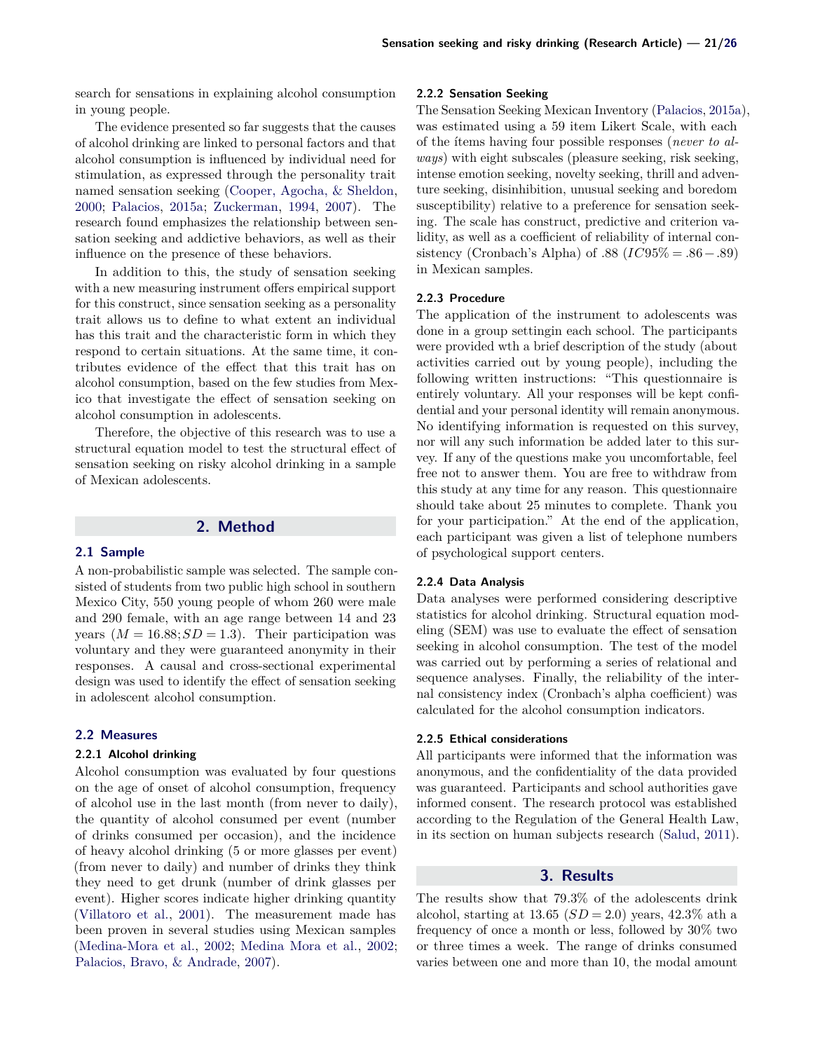search for sensations in explaining alcohol consumption in young people.

The evidence presented so far suggests that the causes of alcohol drinking are linked to personal factors and that alcohol consumption is influenced by individual need for stimulation, as expressed through the personality trait named sensation seeking (Cooper, Agocha, & Sheldon, 2000; Palacios, 2015a; Zuckerman, 1994, 2007). The research found emphasizes the relationship between sensation seeking and addictive behaviors, as well as their influence on the presence of these behaviors.

In addition to this, the study of sensation seeking with a new measuring instrument offers empirical support for this construct, since sensation seeking as a personality trait allows us to define to what extent an individual has this trait and the characteristic form in which they respond to certain situations. At the same time, it contributes evidence of the effect that this trait has on alcohol consumption, based on the few studies from Mexico that investigate the effect of sensation seeking on alcohol consumption in adolescents.

Therefore, the objective of this research was to use a structural equation model to test the structural effect of sensation seeking on risky alcohol drinking in a sample of Mexican adolescents.

## 2. Method

### 2.1 Sample

A non-probabilistic sample was selected. The sample consisted of students from two public high school in southern Mexico City, 550 young people of whom 260 were male and 290 female, with an age range between 14 and 23 years ($M = 16.88; SD = 1.3$). Their participation was voluntary and they were guaranteed anonymity in their responses. A causal and cross-sectional experimental design was used to identify the effect of sensation seeking in adolescent alcohol consumption.

### 2.2 Measures

#### 2.2.1 Alcohol drinking

Alcohol consumption was evaluated by four questions on the age of onset of alcohol consumption, frequency of alcohol use in the last month (from never to daily), the quantity of alcohol consumed per event (number of drinks consumed per occasion), and the incidence of heavy alcohol drinking (5 or more glasses per event) (from never to daily) and number of drinks they think they need to get drunk (number of drink glasses per event). Higher scores indicate higher drinking quantity (Villatoro et al., 2001). The measurement made has been proven in several studies using Mexican samples (Medina-Mora et al., 2002; Medina Mora et al., 2002; Palacios, Bravo, & Andrade, 2007).

#### 2.2.2 Sensation Seeking

The Sensation Seeking Mexican Inventory (Palacios, 2015a), was estimated using a 59 item Likert Scale, with each of the ítems having four possible responses (*never to always*) with eight subscales (pleasure seeking, risk seeking, intense emotion seeking, novelty seeking, thrill and adventure seeking, disinhibition, unusual seeking and boredom susceptibility) relative to a preference for sensation seeking. The scale has construct, predictive and criterion validity, as well as a coefficient of reliability of internal consistency (Cronbach's Alpha) of .88 ($IC95\% = .86 - .89$) in Mexican samples.

#### 2.2.3 Procedure

The application of the instrument to adolescents was done in a group settingin each school. The participants were provided wth a brief description of the study (about activities carried out by young people), including the following written instructions: "This questionnaire is entirely voluntary. All your responses will be kept confidential and your personal identity will remain anonymous. No identifying information is requested on this survey, nor will any such information be added later to this survey. If any of the questions make you uncomfortable, feel free not to answer them. You are free to withdraw from this study at any time for any reason. This questionnaire should take about 25 minutes to complete. Thank you for your participation." At the end of the application, each participant was given a list of telephone numbers of psychological support centers.

#### 2.2.4 Data Analysis

Data analyses were performed considering descriptive statistics for alcohol drinking. Structural equation modeling (SEM) was use to evaluate the effect of sensation seeking in alcohol consumption. The test of the model was carried out by performing a series of relational and sequence analyses. Finally, the reliability of the internal consistency index (Cronbach's alpha coefficient) was calculated for the alcohol consumption indicators.

#### 2.2.5 Ethical considerations

All participants were informed that the information was anonymous, and the confidentiality of the data provided was guaranteed. Participants and school authorities gave informed consent. The research protocol was established according to the Regulation of the General Health Law, in its section on human subjects research (Salud, 2011).

## 3. Results

The results show that 79.3% of the adolescents drink alcohol, starting at 13.65 ($SD = 2.0$) years, 42.3% ath a frequency of once a month or less, followed by 30% two or three times a week. The range of drinks consumed varies between one and more than 10, the modal amount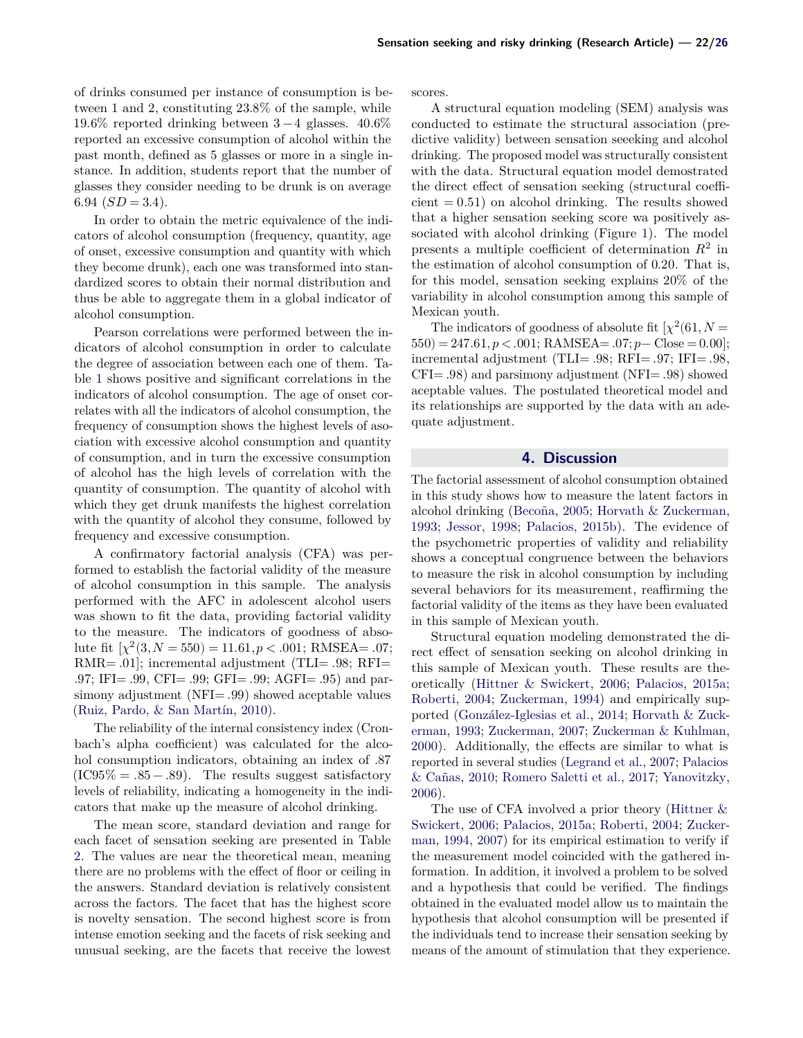of drinks consumed per instance of consumption is between 1 and 2, constituting 23.8% of the sample, while 19.6% reported drinking between $3-4$ glasses. 40.6% reported an excessive consumption of alcohol within the past month, defined as 5 glasses or more in a single instance. In addition, students report that the number of glasses they consider needing to be drunk is on average 6.94 ($SD = 3.4$).

In order to obtain the metric equivalence of the indicators of alcohol consumption (frequency, quantity, age of onset, excessive consumption and quantity with which they become drunk), each one was transformed into standardized scores to obtain their normal distribution and thus be able to aggregate them in a global indicator of alcohol consumption.

Pearson correlations were performed between the indicators of alcohol consumption in order to calculate the degree of association between each one of them. Table 1 shows positive and significant correlations in the indicators of alcohol consumption. The age of onset correlates with all the indicators of alcohol consumption, the frequency of consumption shows the highest levels of association with excessive alcohol consumption and quantity of consumption, and in turn the excessive consumption of alcohol has the high levels of correlation with the quantity of consumption. The quantity of alcohol with which they get drunk manifests the highest correlation with the quantity of alcohol they consume, followed by frequency and excessive consumption.

A confirmatory factorial analysis (CFA) was performed to establish the factorial validity of the measure of alcohol consumption in this sample. The analysis performed with the AFC in adolescent alcohol users was shown to fit the data, providing factorial validity to the measure. The indicators of goodness of absolute fit [$\chi^2(3, N = 550) = 11.61, p < .001$; RMSEA= .07; RMR= .01]; incremental adjustment (TLI= .98; RFI= .97; IFI= .99, CFI= .99; GFI= .99; AGFI= .95) and parsimony adjustment (NFI= .99) showed aceptable values (Ruiz, Pardo, & San Martín, 2010).

The reliability of the internal consistency index (Cronbach's alpha coefficient) was calculated for the alcohol consumption indicators, obtaining an index of .87 ($IC95\% = .85 - .89$). The results suggest satisfactory levels of reliability, indicating a homogeneity in the indicators that make up the measure of alcohol drinking.

The mean score, standard deviation and range for each facet of sensation seeking are presented in Table 2. The values are near the theoretical mean, meaning there are no problems with the effect of floor or ceiling in the answers. Standard deviation is relatively consistent across the factors. The facet that has the highest score is novelty sensation. The second highest score is from intense emotion seeking and the facets of risk seeking and unusual seeking, are the facets that receive the lowest scores.

A structural equation modeling (SEM) analysis was conducted to estimate the structural association (predictive validity) between sensation seeeking and alcohol drinking. The proposed model was structurally consistent with the data. Structural equation model demostrated the direct effect of sensation seeking (structural coefficient $= 0.51$) on alcohol drinking. The results showed that a higher sensation seeking score wa positively associated with alcohol drinking (Figure 1). The model presents a multiple coefficient of determination $R^2$ in the estimation of alcohol consumption of 0.20. That is, for this model, sensation seeking explains 20% of the variability in alcohol consumption among this sample of Mexican youth.

The indicators of goodness of absolute fit [$\chi^2(61, N = 550) = 247.61, p < .001$; RAMSEA= .07; $p-$ Close $= 0.00$]; incremental adjustment (TLI= .98; RFI= .97; IFI= .98, CFI= .98) and parsimony adjustment (NFI= .98) showed aceptable values. The postulated theoretical model and its relationships are supported by the data with an adequate adjustment.

## 4. Discussion

The factorial assessment of alcohol consumption obtained in this study shows how to measure the latent factors in alcohol drinking (Becoña, 2005; Horvath & Zuckerman, 1993; Jessor, 1998; Palacios, 2015b). The evidence of the psychometric properties of validity and reliability shows a conceptual congruence between the behaviors to measure the risk in alcohol consumption by including several behaviors for its measurement, reaffirming the factorial validity of the items as they have been evaluated in this sample of Mexican youth.

Structural equation modeling demonstrated the direct effect of sensation seeking on alcohol drinking in this sample of Mexican youth. These results are theoretically (Hittner & Swickert, 2006; Palacios, 2015a; Roberti, 2004; Zuckerman, 1994) and empirically supported (González-Iglesias et al., 2014; Horvath & Zuckerman, 1993; Zuckerman, 2007; Zuckerman & Kuhlman, 2000). Additionally, the effects are similar to what is reported in several studies (Legrand et al., 2007; Palacios & Cañas, 2010; Romero Saletti et al., 2017; Yanovitzky, 2006).

The use of CFA involved a prior theory (Hittner & Swickert, 2006; Palacios, 2015a; Roberti, 2004; Zuckerman, 1994, 2007) for its empirical estimation to verify if the measurement model coincided with the gathered information. In addition, it involved a problem to be solved and a hypothesis that could be verified. The findings obtained in the evaluated model allow us to maintain the hypothesis that alcohol consumption will be presented if the individuals tend to increase their sensation seeking by means of the amount of stimulation that they experience.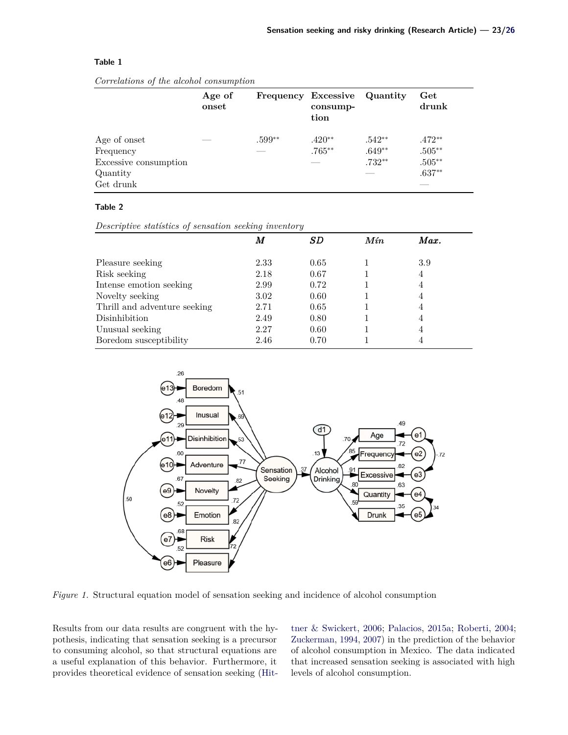**Table 1**

*Correlations of the alcohol consumption*

| | Age of onset | Frequency | Excessive consumption | Quantity | Get drunk |
|---|---|---|---|---|---|
| Age of onset | — | .599** | .420** | .542** | .472** |
| Frequency | | — | .765** | .649** | .505** |
| Excessive consumption | | | — | .732** | .505** |
| Quantity | | | | — | .637** |
| Get drunk | | | | | — |

**Table 2**

*Descriptive statístics of sensation seeking inventory*

| | *M* | *SD* | *Mín* | *Max.* |
|---|---|---|---|---|
| Pleasure seeking | 2.33 | 0.65 | 1 | 3.9 |
| Risk seeking | 2.18 | 0.67 | 1 | 4 |
| Intense emotion seeking | 2.99 | 0.72 | 1 | 4 |
| Novelty seeking | 3.02 | 0.60 | 1 | 4 |
| Thrill and adventure seeking | 2.71 | 0.65 | 1 | 4 |
| Disinhibition | 2.49 | 0.80 | 1 | 4 |
| Unusual seeking | 2.27 | 0.60 | 1 | 4 |
| Boredom susceptibility | 2.46 | 0.70 | 1 | 4 |

*Figure 1.* Structural equation model of sensation seeking and incidence of alcohol consumption

Results from our data results are congruent with the hypothesis, indicating that sensation seeking is a precursor to consuming alcohol, so that structural equations are a useful explanation of this behavior. Furthermore, it provides theoretical evidence of sensation seeking (Hittner & Swickert, 2006; Palacios, 2015a; Roberti, 2004; Zuckerman, 1994, 2007) in the prediction of the behavior of alcohol consumption in Mexico. The data indicated that increased sensation seeking is associated with high levels of alcohol consumption.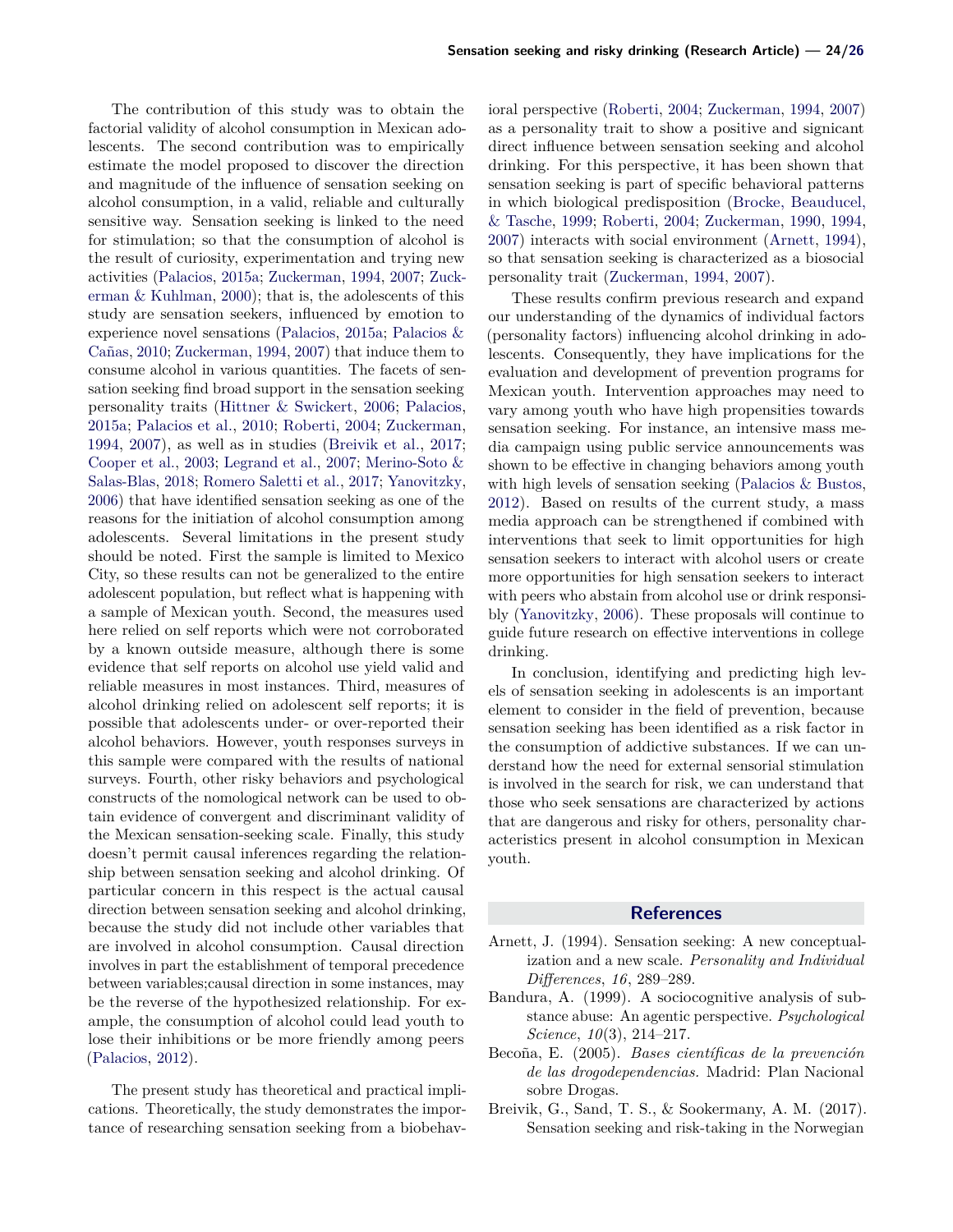The contribution of this study was to obtain the factorial validity of alcohol consumption in Mexican adolescents. The second contribution was to empirically estimate the model proposed to discover the direction and magnitude of the influence of sensation seeking on alcohol consumption, in a valid, reliable and culturally sensitive way. Sensation seeking is linked to the need for stimulation; so that the consumption of alcohol is the result of curiosity, experimentation and trying new activities (Palacios, 2015a; Zuckerman, 1994, 2007; Zuckerman & Kuhlman, 2000); that is, the adolescents of this study are sensation seekers, influenced by emotion to experience novel sensations (Palacios, 2015a; Palacios & Cañas, 2010; Zuckerman, 1994, 2007) that induce them to consume alcohol in various quantities. The facets of sensation seeking find broad support in the sensation seeking personality traits (Hittner & Swickert, 2006; Palacios, 2015a; Palacios et al., 2010; Roberti, 2004; Zuckerman, 1994, 2007), as well as in studies (Breivik et al., 2017; Cooper et al., 2003; Legrand et al., 2007; Merino-Soto & Salas-Blas, 2018; Romero Saletti et al., 2017; Yanovitzky, 2006) that have identified sensation seeking as one of the reasons for the initiation of alcohol consumption among adolescents. Several limitations in the present study should be noted. First the sample is limited to Mexico City, so these results can not be generalized to the entire adolescent population, but reflect what is happening with a sample of Mexican youth. Second, the measures used here relied on self reports which were not corroborated by a known outside measure, although there is some evidence that self reports on alcohol use yield valid and reliable measures in most instances. Third, measures of alcohol drinking relied on adolescent self reports; it is possible that adolescents under- or over-reported their alcohol behaviors. However, youth responses surveys in this sample were compared with the results of national surveys. Fourth, other risky behaviors and psychological constructs of the nomological network can be used to obtain evidence of convergent and discriminant validity of the Mexican sensation-seeking scale. Finally, this study doesn't permit causal inferences regarding the relationship between sensation seeking and alcohol drinking. Of particular concern in this respect is the actual causal direction between sensation seeking and alcohol drinking, because the study did not include other variables that are involved in alcohol consumption. Causal direction involves in part the establishment of temporal precedence between variables;causal direction in some instances, may be the reverse of the hypothesized relationship. For example, the consumption of alcohol could lead youth to lose their inhibitions or be more friendly among peers (Palacios, 2012).

The present study has theoretical and practical implications. Theoretically, the study demonstrates the importance of researching sensation seeking from a biobehavioral perspective (Roberti, 2004; Zuckerman, 1994, 2007) as a personality trait to show a positive and signicant direct influence between sensation seeking and alcohol drinking. For this perspective, it has been shown that sensation seeking is part of specific behavioral patterns in which biological predisposition (Brocke, Beauducel, & Tasche, 1999; Roberti, 2004; Zuckerman, 1990, 1994, 2007) interacts with social environment (Arnett, 1994), so that sensation seeking is characterized as a biosocial personality trait (Zuckerman, 1994, 2007).

These results confirm previous research and expand our understanding of the dynamics of individual factors (personality factors) influencing alcohol drinking in adolescents. Consequently, they have implications for the evaluation and development of prevention programs for Mexican youth. Intervention approaches may need to vary among youth who have high propensities towards sensation seeking. For instance, an intensive mass media campaign using public service announcements was shown to be effective in changing behaviors among youth with high levels of sensation seeking (Palacios & Bustos, 2012). Based on results of the current study, a mass media approach can be strengthened if combined with interventions that seek to limit opportunities for high sensation seekers to interact with alcohol users or create more opportunities for high sensation seekers to interact with peers who abstain from alcohol use or drink responsibly (Yanovitzky, 2006). These proposals will continue to guide future research on effective interventions in college drinking.

In conclusion, identifying and predicting high levels of sensation seeking in adolescents is an important element to consider in the field of prevention, because sensation seeking has been identified as a risk factor in the consumption of addictive substances. If we can understand how the need for external sensorial stimulation is involved in the search for risk, we can understand that those who seek sensations are characterized by actions that are dangerous and risky for others, personality characteristics present in alcohol consumption in Mexican youth.

## References

Arnett, J. (1994). Sensation seeking: A new conceptualization and a new scale. *Personality and Individual Differences*, *16*, 289–289.

Bandura, A. (1999). A sociocognitive analysis of substance abuse: An agentic perspective. *Psychological Science*, *10*(3), 214–217.

Becoña, E. (2005). *Bases científicas de la prevención de las drogodependencias.* Madrid: Plan Nacional sobre Drogas.

Breivik, G., Sand, T. S., & Sookermany, A. M. (2017). Sensation seeking and risk-taking in the Norwegian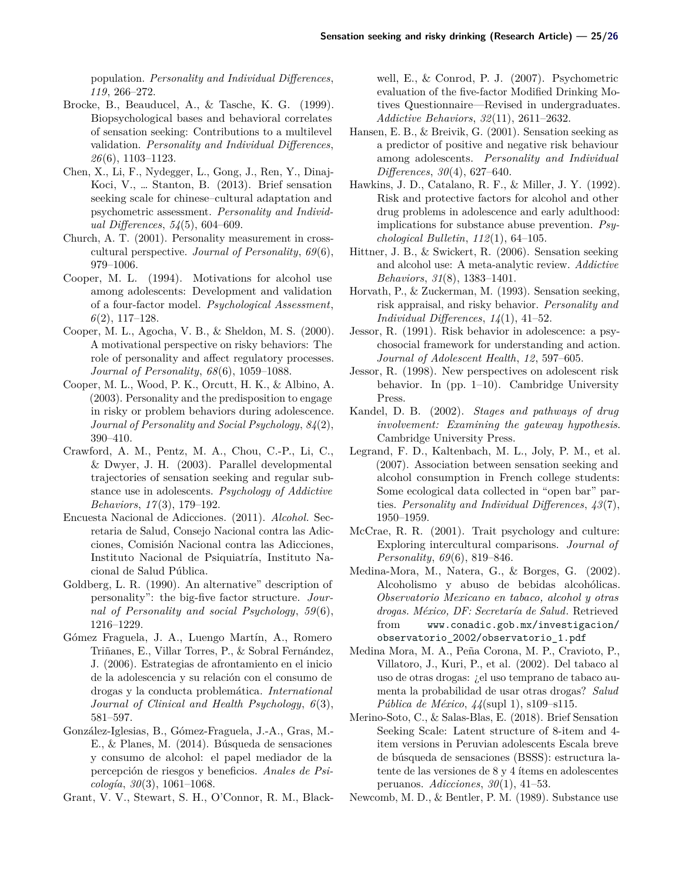population. *Personality and Individual Differences*, *119*, 266–272.

Brocke, B., Beauducel, A., & Tasche, K. G. (1999). Biopsychological bases and behavioral correlates of sensation seeking: Contributions to a multilevel validation. *Personality and Individual Differences*, *26*(6), 1103–1123.

Chen, X., Li, F., Nydegger, L., Gong, J., Ren, Y., Dinaj-Koci, V., … Stanton, B. (2013). Brief sensation seeking scale for chinese–cultural adaptation and psychometric assessment. *Personality and Individual Differences*, *54*(5), 604–609.

Church, A. T. (2001). Personality measurement in cross-cultural perspective. *Journal of Personality*, *69*(6), 979–1006.

Cooper, M. L. (1994). Motivations for alcohol use among adolescents: Development and validation of a four-factor model. *Psychological Assessment*, *6*(2), 117–128.

Cooper, M. L., Agocha, V. B., & Sheldon, M. S. (2000). A motivational perspective on risky behaviors: The role of personality and affect regulatory processes. *Journal of Personality*, *68*(6), 1059–1088.

Cooper, M. L., Wood, P. K., Orcutt, H. K., & Albino, A. (2003). Personality and the predisposition to engage in risky or problem behaviors during adolescence. *Journal of Personality and Social Psychology*, *84*(2), 390–410.

Crawford, A. M., Pentz, M. A., Chou, C.-P., Li, C., & Dwyer, J. H. (2003). Parallel developmental trajectories of sensation seeking and regular substance use in adolescents. *Psychology of Addictive Behaviors*, *17*(3), 179–192.

Encuesta Nacional de Adicciones. (2011). *Alcohol.* Secretaria de Salud, Consejo Nacional contra las Adicciones, Comisión Nacional contra las Adicciones, Instituto Nacional de Psiquiatría, Instituto Nacional de Salud Pública.

Goldberg, L. R. (1990). An alternative" description of personality": the big-five factor structure. *Journal of Personality and social Psychology*, *59*(6), 1216–1229.

Gómez Fraguela, J. A., Luengo Martín, A., Romero Triñanes, E., Villar Torres, P., & Sobral Fernández, J. (2006). Estrategias de afrontamiento en el inicio de la adolescencia y su relación con el consumo de drogas y la conducta problemática. *International Journal of Clinical and Health Psychology*, *6*(3), 581–597.

González-Iglesias, B., Gómez-Fraguela, J.-A., Gras, M.-E., & Planes, M. (2014). Búsqueda de sensaciones y consumo de alcohol: el papel mediador de la percepción de riesgos y beneficios. *Anales de Psicología*, *30*(3), 1061–1068.

Grant, V. V., Stewart, S. H., O'Connor, R. M., Blackwell, E., & Conrod, P. J. (2007). Psychometric evaluation of the five-factor Modified Drinking Motives Questionnaire—Revised in undergraduates. *Addictive Behaviors*, *32*(11), 2611–2632.

Hansen, E. B., & Breivik, G. (2001). Sensation seeking as a predictor of positive and negative risk behaviour among adolescents. *Personality and Individual Differences*, *30*(4), 627–640.

Hawkins, J. D., Catalano, R. F., & Miller, J. Y. (1992). Risk and protective factors for alcohol and other drug problems in adolescence and early adulthood: implications for substance abuse prevention. *Psychological Bulletin*, *112*(1), 64–105.

Hittner, J. B., & Swickert, R. (2006). Sensation seeking and alcohol use: A meta-analytic review. *Addictive Behaviors*, *31*(8), 1383–1401.

Horvath, P., & Zuckerman, M. (1993). Sensation seeking, risk appraisal, and risky behavior. *Personality and Individual Differences*, *14*(1), 41–52.

Jessor, R. (1991). Risk behavior in adolescence: a psychosocial framework for understanding and action. *Journal of Adolescent Health*, *12*, 597–605.

Jessor, R. (1998). New perspectives on adolescent risk behavior. In (pp. 1–10). Cambridge University Press.

Kandel, D. B. (2002). *Stages and pathways of drug involvement: Examining the gateway hypothesis*. Cambridge University Press.

Legrand, F. D., Kaltenbach, M. L., Joly, P. M., et al. (2007). Association between sensation seeking and alcohol consumption in French college students: Some ecological data collected in "open bar" parties. *Personality and Individual Differences*, *43*(7), 1950–1959.

McCrae, R. R. (2001). Trait psychology and culture: Exploring intercultural comparisons. *Journal of Personality*, *69*(6), 819–846.

Medina-Mora, M., Natera, G., & Borges, G. (2002). Alcoholismo y abuso de bebidas alcohólicas. *Observatorio Mexicano en tabaco, alcohol y otras drogas. México, DF: Secretaría de Salud*. Retrieved from www.conadic.gob.mx/investigacion/observatorio_2002/observatorio_1.pdf

Medina Mora, M. A., Peña Corona, M. P., Cravioto, P., Villatoro, J., Kuri, P., et al. (2002). Del tabaco al uso de otras drogas: ¿el uso temprano de tabaco aumenta la probabilidad de usar otras drogas? *Salud Pública de México*, *44*(supl 1), s109–s115.

Merino-Soto, C., & Salas-Blas, E. (2018). Brief Sensation Seeking Scale: Latent structure of 8-item and 4-item versions in Peruvian adolescents Escala breve de búsqueda de sensaciones (BSSS): estructura latente de las versiones de 8 y 4 ítems en adolescentes peruanos. *Adicciones*, *30*(1), 41–53.

Newcomb, M. D., & Bentler, P. M. (1989). Substance use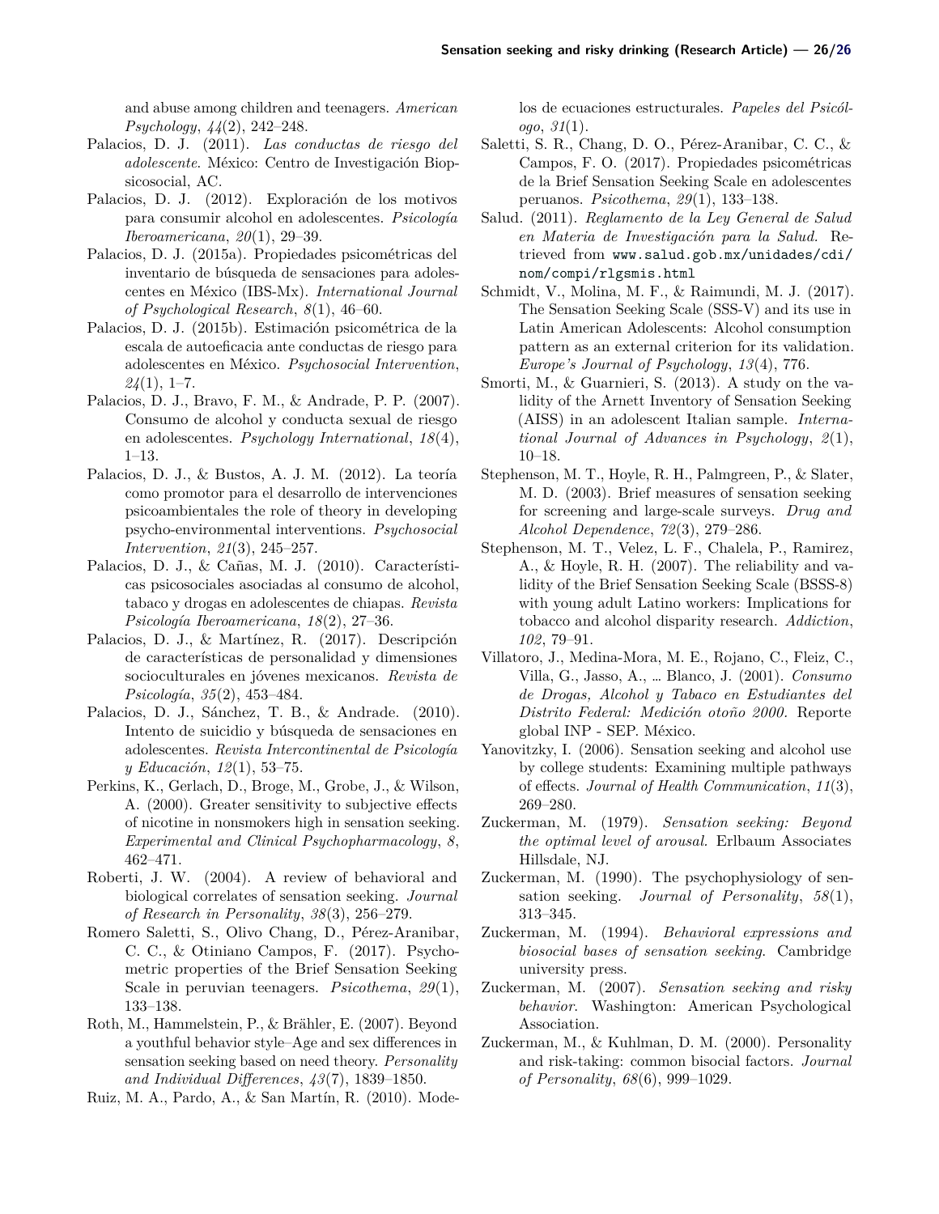and abuse among children and teenagers. *American Psychology*, *44*(2), 242–248.

Palacios, D. J. (2011). *Las conductas de riesgo del adolescente*. México: Centro de Investigación Biopsicosocial, AC.

Palacios, D. J. (2012). Exploración de los motivos para consumir alcohol en adolescentes. *Psicología Iberoamericana*, *20*(1), 29–39.

Palacios, D. J. (2015a). Propiedades psicométricas del inventario de búsqueda de sensaciones para adolescentes en México (IBS-Mx). *International Journal of Psychological Research*, *8*(1), 46–60.

Palacios, D. J. (2015b). Estimación psicométrica de la escala de autoeficacia ante conductas de riesgo para adolescentes en México. *Psychosocial Intervention*, *24*(1), 1–7.

Palacios, D. J., Bravo, F. M., & Andrade, P. P. (2007). Consumo de alcohol y conducta sexual de riesgo en adolescentes. *Psychology International*, *18*(4), 1–13.

Palacios, D. J., & Bustos, A. J. M. (2012). La teoría como promotor para el desarrollo de intervenciones psicoambientales the role of theory in developing psycho-environmental interventions. *Psychosocial Intervention*, *21*(3), 245–257.

Palacios, D. J., & Cañas, M. J. (2010). Características psicosociales asociadas al consumo de alcohol, tabaco y drogas en adolescentes de chiapas. *Revista Psicología Iberoamericana*, *18*(2), 27–36.

Palacios, D. J., & Martínez, R. (2017). Descripción de características de personalidad y dimensiones socioculturales en jóvenes mexicanos. *Revista de Psicología*, *35*(2), 453–484.

Palacios, D. J., Sánchez, T. B., & Andrade. (2010). Intento de suicidio y búsqueda de sensaciones en adolescentes. *Revista Intercontinental de Psicología y Educación*, *12*(1), 53–75.

Perkins, K., Gerlach, D., Broge, M., Grobe, J., & Wilson, A. (2000). Greater sensitivity to subjective effects of nicotine in nonsmokers high in sensation seeking. *Experimental and Clinical Psychopharmacology*, *8*, 462–471.

Roberti, J. W. (2004). A review of behavioral and biological correlates of sensation seeking. *Journal of Research in Personality*, *38*(3), 256–279.

Romero Saletti, S., Olivo Chang, D., Pérez-Aranibar, C. C., & Otiniano Campos, F. (2017). Psychometric properties of the Brief Sensation Seeking Scale in peruvian teenagers. *Psicothema*, *29*(1), 133–138.

Roth, M., Hammelstein, P., & Brähler, E. (2007). Beyond a youthful behavior style–Age and sex differences in sensation seeking based on need theory. *Personality and Individual Differences*, *43*(7), 1839–1850.

Ruiz, M. A., Pardo, A., & San Martín, R. (2010). Modelos de ecuaciones estructurales. *Papeles del Psicólogo*, *31*(1).

Saletti, S. R., Chang, D. O., Pérez-Aranibar, C. C., & Campos, F. O. (2017). Propiedades psicométricas de la Brief Sensation Seeking Scale en adolescentes peruanos. *Psicothema*, *29*(1), 133–138.

Salud. (2011). *Reglamento de la Ley General de Salud en Materia de Investigación para la Salud.* Retrieved from `www.salud.gob.mx/unidades/cdi/nom/compi/rlgsmis.html`

Schmidt, V., Molina, M. F., & Raimundi, M. J. (2017). The Sensation Seeking Scale (SSS-V) and its use in Latin American Adolescents: Alcohol consumption pattern as an external criterion for its validation. *Europe's Journal of Psychology*, *13*(4), 776.

Smorti, M., & Guarnieri, S. (2013). A study on the validity of the Arnett Inventory of Sensation Seeking (AISS) in an adolescent Italian sample. *International Journal of Advances in Psychology*, *2*(1), 10–18.

Stephenson, M. T., Hoyle, R. H., Palmgreen, P., & Slater, M. D. (2003). Brief measures of sensation seeking for screening and large-scale surveys. *Drug and Alcohol Dependence*, *72*(3), 279–286.

Stephenson, M. T., Velez, L. F., Chalela, P., Ramirez, A., & Hoyle, R. H. (2007). The reliability and validity of the Brief Sensation Seeking Scale (BSSS-8) with young adult Latino workers: Implications for tobacco and alcohol disparity research. *Addiction*, *102*, 79–91.

Villatoro, J., Medina-Mora, M. E., Rojano, C., Fleiz, C., Villa, G., Jasso, A., … Blanco, J. (2001). *Consumo de Drogas, Alcohol y Tabaco en Estudiantes del Distrito Federal: Medición otoño 2000.* Reporte global INP - SEP. México.

Yanovitzky, I. (2006). Sensation seeking and alcohol use by college students: Examining multiple pathways of effects. *Journal of Health Communication*, *11*(3), 269–280.

Zuckerman, M. (1979). *Sensation seeking: Beyond the optimal level of arousal.* Erlbaum Associates Hillsdale, NJ.

Zuckerman, M. (1990). The psychophysiology of sensation seeking. *Journal of Personality*, *58*(1), 313–345.

Zuckerman, M. (1994). *Behavioral expressions and biosocial bases of sensation seeking*. Cambridge university press.

Zuckerman, M. (2007). *Sensation seeking and risky behavior*. Washington: American Psychological Association.

Zuckerman, M., & Kuhlman, D. M. (2000). Personality and risk-taking: common bisocial factors. *Journal of Personality*, *68*(6), 999–1029.